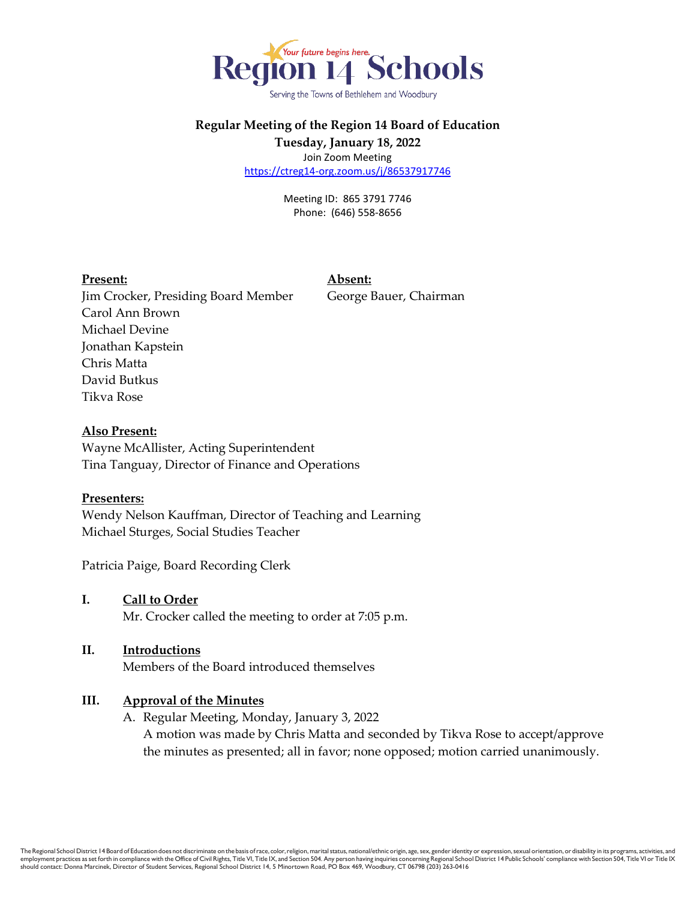Region 14 Schools

Your future begins here.

Serving the Towns of Bethlehem and Woodbury

**Regular Meeting of the Region 14 Board of Education**

**Tuesday, January 18, 2022**

Join Zoom Meeting

https://ctreg14-org.zoom.us/j/86537917746

Meeting ID: 865 3791 7746

Phone: (646) 558-8656

**Present:**

Jim Crocker, Presiding Board Member
Carol Ann Brown
Michael Devine
Jonathan Kapstein
Chris Matta
David Butkus
Tikva Rose

**Absent:**

George Bauer, Chairman

**Also Present:**

Wayne McAllister, Acting Superintendent
Tina Tanguay, Director of Finance and Operations

**Presenters:**

Wendy Nelson Kauffman, Director of Teaching and Learning
Michael Sturges, Social Studies Teacher

Patricia Paige, Board Recording Clerk

## I. Call to Order

Mr. Crocker called the meeting to order at 7:05 p.m.

## II. Introductions

Members of the Board introduced themselves

## III. Approval of the Minutes

A. Regular Meeting, Monday, January 3, 2022
   A motion was made by Chris Matta and seconded by Tikva Rose to accept/approve the minutes as presented; all in favor; none opposed; motion carried unanimously.

The Regional School District 14 Board of Education does not discriminate on the basis of race, color, religion, marital status, national/ethnic origin, age, sex, gender identity or expression, sexual orientation, or disability in its programs, activities, and employment practices as set forth in compliance with the Office of Civil Rights, Title VI, Title IX, and Section 504. Any person having inquiries concerning Regional School District 14 Public Schools' compliance with Section 504, Title VI or Title IX should contact: Donna Marcinek, Director of Student Services, Regional School District 14, 5 Minortown Road, PO Box 469, Woodbury, CT 06798 (203) 263-0416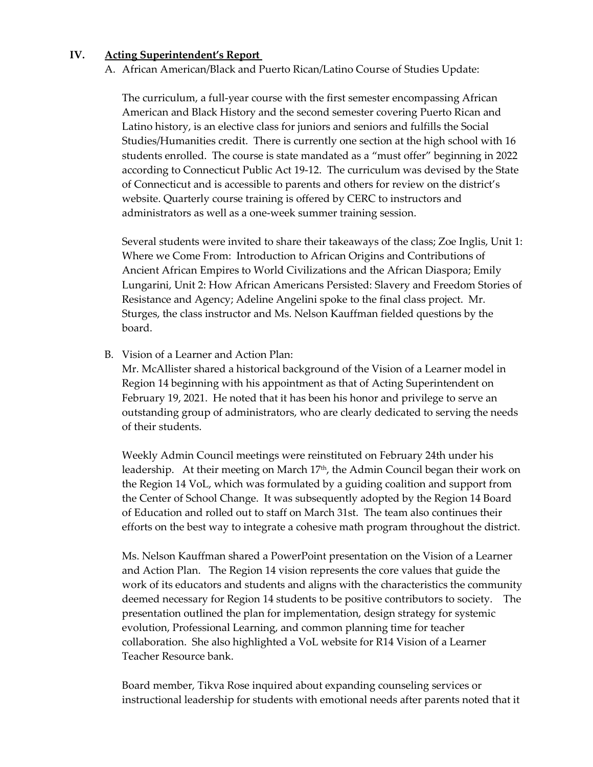## IV. <u>Acting Superintendent's Report</u>

A. African American/Black and Puerto Rican/Latino Course of Studies Update:

The curriculum, a full-year course with the first semester encompassing African American and Black History and the second semester covering Puerto Rican and Latino history, is an elective class for juniors and seniors and fulfills the Social Studies/Humanities credit. There is currently one section at the high school with 16 students enrolled. The course is state mandated as a "must offer" beginning in 2022 according to Connecticut Public Act 19-12. The curriculum was devised by the State of Connecticut and is accessible to parents and others for review on the district's website. Quarterly course training is offered by CERC to instructors and administrators as well as a one-week summer training session.

Several students were invited to share their takeaways of the class; Zoe Inglis, Unit 1: Where we Come From: Introduction to African Origins and Contributions of Ancient African Empires to World Civilizations and the African Diaspora; Emily Lungarini, Unit 2: How African Americans Persisted: Slavery and Freedom Stories of Resistance and Agency; Adeline Angelini spoke to the final class project. Mr. Sturges, the class instructor and Ms. Nelson Kauffman fielded questions by the board.

B. Vision of a Learner and Action Plan:

Mr. McAllister shared a historical background of the Vision of a Learner model in Region 14 beginning with his appointment as that of Acting Superintendent on February 19, 2021. He noted that it has been his honor and privilege to serve an outstanding group of administrators, who are clearly dedicated to serving the needs of their students.

Weekly Admin Council meetings were reinstituted on February 24th under his leadership. At their meeting on March 17th, the Admin Council began their work on the Region 14 VoL, which was formulated by a guiding coalition and support from the Center of School Change. It was subsequently adopted by the Region 14 Board of Education and rolled out to staff on March 31st. The team also continues their efforts on the best way to integrate a cohesive math program throughout the district.

Ms. Nelson Kauffman shared a PowerPoint presentation on the Vision of a Learner and Action Plan. The Region 14 vision represents the core values that guide the work of its educators and students and aligns with the characteristics the community deemed necessary for Region 14 students to be positive contributors to society. The presentation outlined the plan for implementation, design strategy for systemic evolution, Professional Learning, and common planning time for teacher collaboration. She also highlighted a VoL website for R14 Vision of a Learner Teacher Resource bank.

Board member, Tikva Rose inquired about expanding counseling services or instructional leadership for students with emotional needs after parents noted that it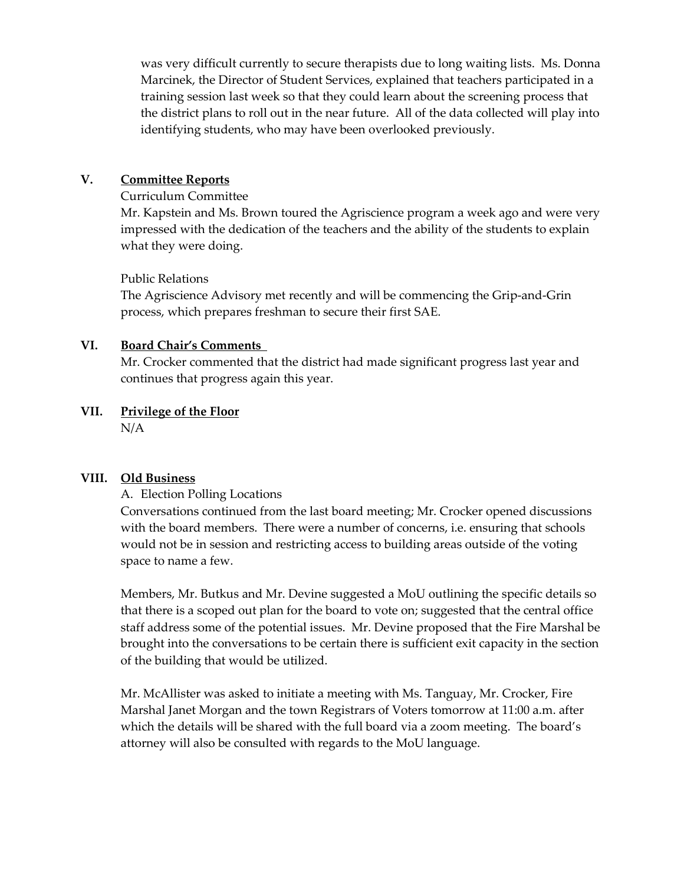was very difficult currently to secure therapists due to long waiting lists. Ms. Donna Marcinek, the Director of Student Services, explained that teachers participated in a training session last week so that they could learn about the screening process that the district plans to roll out in the near future. All of the data collected will play into identifying students, who may have been overlooked previously.

## V. Committee Reports

Curriculum Committee

Mr. Kapstein and Ms. Brown toured the Agriscience program a week ago and were very impressed with the dedication of the teachers and the ability of the students to explain what they were doing.

Public Relations

The Agriscience Advisory met recently and will be commencing the Grip-and-Grin process, which prepares freshman to secure their first SAE.

## VI. Board Chair's Comments

Mr. Crocker commented that the district had made significant progress last year and continues that progress again this year.

## VII. Privilege of the Floor

N/A

## VIII. Old Business

A. Election Polling Locations

Conversations continued from the last board meeting; Mr. Crocker opened discussions with the board members. There were a number of concerns, i.e. ensuring that schools would not be in session and restricting access to building areas outside of the voting space to name a few.

Members, Mr. Butkus and Mr. Devine suggested a MoU outlining the specific details so that there is a scoped out plan for the board to vote on; suggested that the central office staff address some of the potential issues. Mr. Devine proposed that the Fire Marshal be brought into the conversations to be certain there is sufficient exit capacity in the section of the building that would be utilized.

Mr. McAllister was asked to initiate a meeting with Ms. Tanguay, Mr. Crocker, Fire Marshal Janet Morgan and the town Registrars of Voters tomorrow at 11:00 a.m. after which the details will be shared with the full board via a zoom meeting. The board's attorney will also be consulted with regards to the MoU language.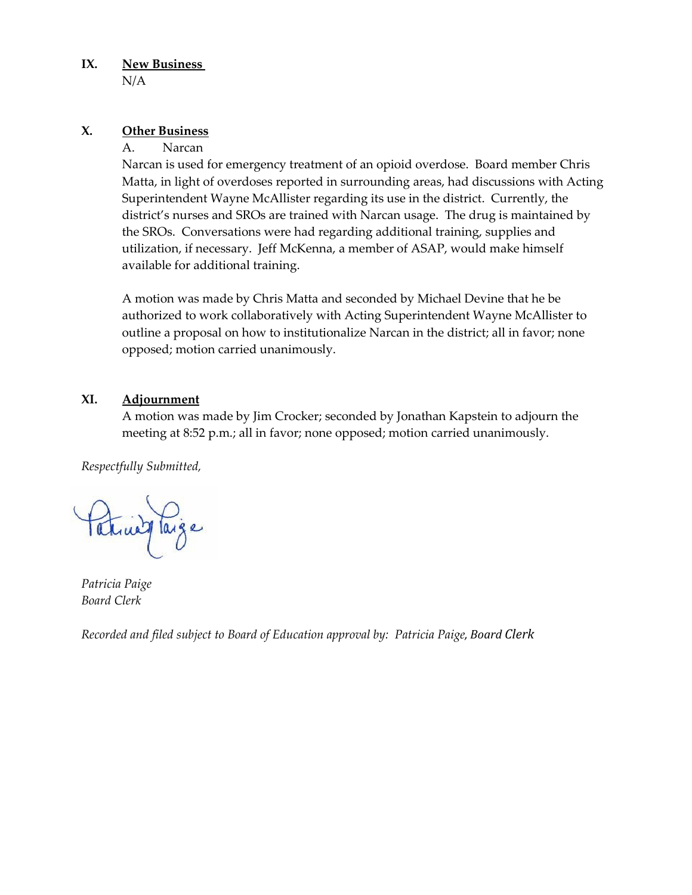## IX. New Business

N/A

## X. Other Business

A. Narcan

Narcan is used for emergency treatment of an opioid overdose. Board member Chris Matta, in light of overdoses reported in surrounding areas, had discussions with Acting Superintendent Wayne McAllister regarding its use in the district. Currently, the district's nurses and SROs are trained with Narcan usage. The drug is maintained by the SROs. Conversations were had regarding additional training, supplies and utilization, if necessary. Jeff McKenna, a member of ASAP, would make himself available for additional training.

A motion was made by Chris Matta and seconded by Michael Devine that he be authorized to work collaboratively with Acting Superintendent Wayne McAllister to outline a proposal on how to institutionalize Narcan in the district; all in favor; none opposed; motion carried unanimously.

## XI. Adjournment

A motion was made by Jim Crocker; seconded by Jonathan Kapstein to adjourn the meeting at 8:52 p.m.; all in favor; none opposed; motion carried unanimously.

*Respectfully Submitted,*

Patricia Paige

*Patricia Paige*
*Board Clerk*

*Recorded and filed subject to Board of Education approval by: Patricia Paige, Board Clerk*